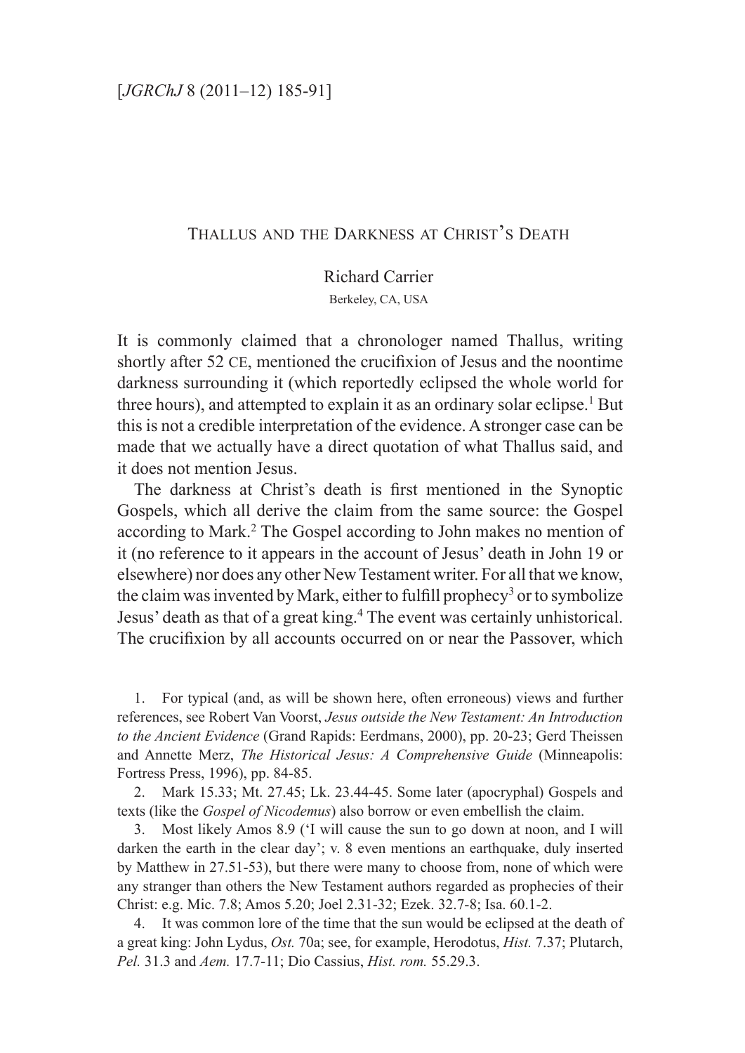# Thallus and the Darkness at Christ's Death

Richard Carrier

Berkeley, CA, USA

It is commonly claimed that a chronologer named Thallus, writing shortly after 52 CE, mentioned the crucifixion of Jesus and the noontime darkness surrounding it (which reportedly eclipsed the whole world for three hours), and attempted to explain it as an ordinary solar eclipse.[1] But this is not a credible interpretation of the evidence. A stronger case can be made that we actually have a direct quotation of what Thallus said, and it does not mention Jesus.

The darkness at Christ's death is first mentioned in the Synoptic Gospels, which all derive the claim from the same source: the Gospel according to Mark.[2] The Gospel according to John makes no mention of it (no reference to it appears in the account of Jesus' death in John 19 or elsewhere) nor does any other New Testament writer. For all that we know, the claim was invented by Mark, either to fulfill prophecy[3] or to symbolize Jesus' death as that of a great king.[4] The event was certainly unhistorical. The crucifixion by all accounts occurred on or near the Passover, which

1. For typical (and, as will be shown here, often erroneous) views and further references, see Robert Van Voorst, *Jesus outside the New Testament: An Introduction to the Ancient Evidence* (Grand Rapids: Eerdmans, 2000), pp. 20-23; Gerd Theissen and Annette Merz, *The Historical Jesus: A Comprehensive Guide* (Minneapolis: Fortress Press, 1996), pp. 84-85.

2. Mark 15.33; Mt. 27.45; Lk. 23.44-45. Some later (apocryphal) Gospels and texts (like the *Gospel of Nicodemus*) also borrow or even embellish the claim.

3. Most likely Amos 8.9 ('I will cause the sun to go down at noon, and I will darken the earth in the clear day'; v. 8 even mentions an earthquake, duly inserted by Matthew in 27.51-53), but there were many to choose from, none of which were any stranger than others the New Testament authors regarded as prophecies of their Christ: e.g. Mic. 7.8; Amos 5.20; Joel 2.31-32; Ezek. 32.7-8; Isa. 60.1-2.

4. It was common lore of the time that the sun would be eclipsed at the death of a great king: John Lydus, *Ost.* 70a; see, for example, Herodotus, *Hist.* 7.37; Plutarch, *Pel.* 31.3 and *Aem.* 17.7-11; Dio Cassius, *Hist. rom.* 55.29.3.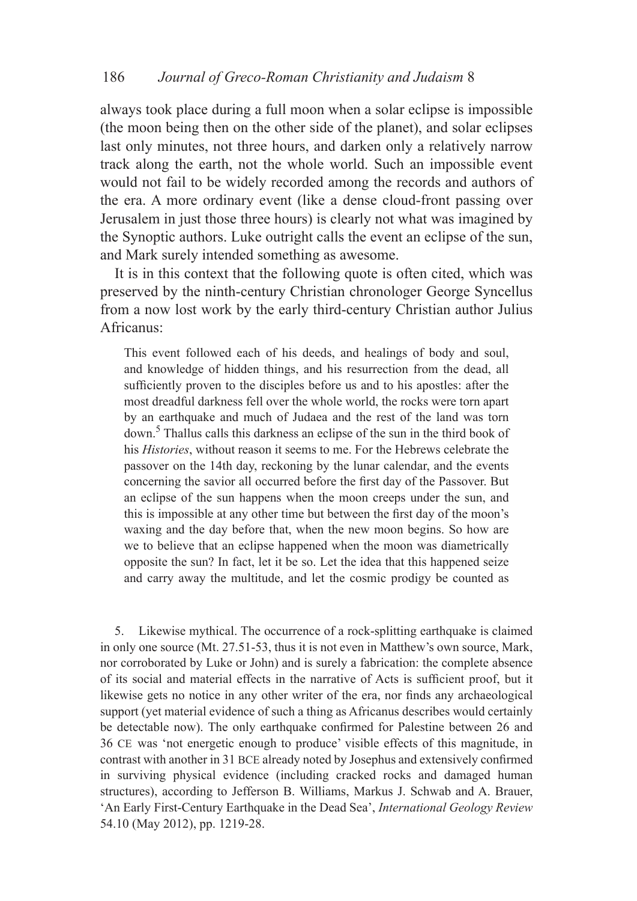always took place during a full moon when a solar eclipse is impossible (the moon being then on the other side of the planet), and solar eclipses last only minutes, not three hours, and darken only a relatively narrow track along the earth, not the whole world. Such an impossible event would not fail to be widely recorded among the records and authors of the era. A more ordinary event (like a dense cloud-front passing over Jerusalem in just those three hours) is clearly not what was imagined by the Synoptic authors. Luke outright calls the event an eclipse of the sun, and Mark surely intended something as awesome.

It is in this context that the following quote is often cited, which was preserved by the ninth-century Christian chronologer George Syncellus from a now lost work by the early third-century Christian author Julius Africanus:

> This event followed each of his deeds, and healings of body and soul, and knowledge of hidden things, and his resurrection from the dead, all sufficiently proven to the disciples before us and to his apostles: after the most dreadful darkness fell over the whole world, the rocks were torn apart by an earthquake and much of Judaea and the rest of the land was torn down.[5] Thallus calls this darkness an eclipse of the sun in the third book of his *Histories*, without reason it seems to me. For the Hebrews celebrate the passover on the 14th day, reckoning by the lunar calendar, and the events concerning the savior all occurred before the first day of the Passover. But an eclipse of the sun happens when the moon creeps under the sun, and this is impossible at any other time but between the first day of the moon's waxing and the day before that, when the new moon begins. So how are we to believe that an eclipse happened when the moon was diametrically opposite the sun? In fact, let it be so. Let the idea that this happened seize and carry away the multitude, and let the cosmic prodigy be counted as

5. Likewise mythical. The occurrence of a rock-splitting earthquake is claimed in only one source (Mt. 27.51-53, thus it is not even in Matthew's own source, Mark, nor corroborated by Luke or John) and is surely a fabrication: the complete absence of its social and material effects in the narrative of Acts is sufficient proof, but it likewise gets no notice in any other writer of the era, nor finds any archaeological support (yet material evidence of such a thing as Africanus describes would certainly be detectable now). The only earthquake confirmed for Palestine between 26 and 36 CE was 'not energetic enough to produce' visible effects of this magnitude, in contrast with another in 31 BCE already noted by Josephus and extensively confirmed in surviving physical evidence (including cracked rocks and damaged human structures), according to Jefferson B. Williams, Markus J. Schwab and A. Brauer, 'An Early First-Century Earthquake in the Dead Sea', *International Geology Review* 54.10 (May 2012), pp. 1219-28.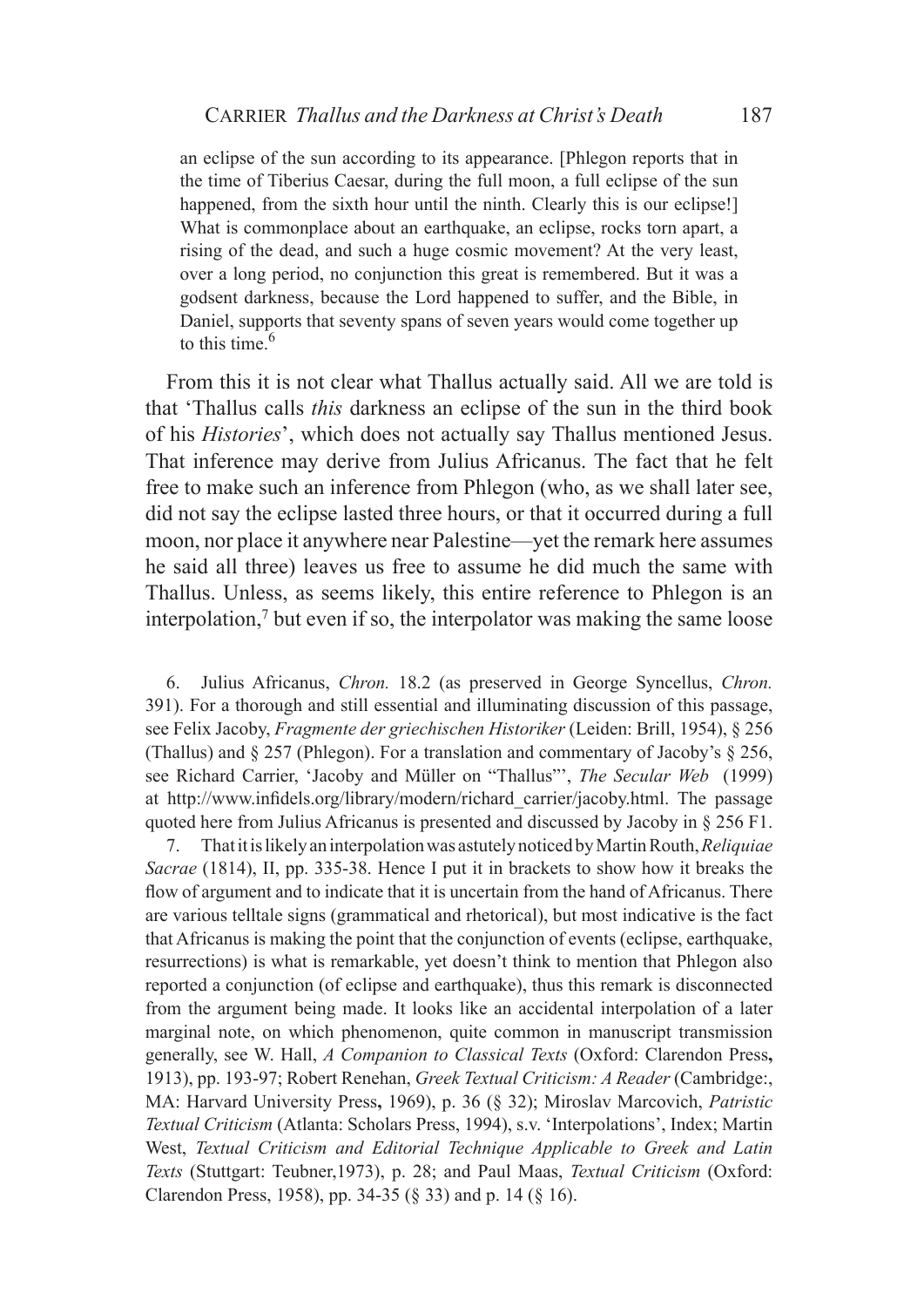> an eclipse of the sun according to its appearance. [Phlegon reports that in the time of Tiberius Caesar, during the full moon, a full eclipse of the sun happened, from the sixth hour until the ninth. Clearly this is our eclipse!] What is commonplace about an earthquake, an eclipse, rocks torn apart, a rising of the dead, and such a huge cosmic movement? At the very least, over a long period, no conjunction this great is remembered. But it was a godsent darkness, because the Lord happened to suffer, and the Bible, in Daniel, supports that seventy spans of seven years would come together up to this time.[6]

From this it is not clear what Thallus actually said. All we are told is that 'Thallus calls *this* darkness an eclipse of the sun in the third book of his *Histories*', which does not actually say Thallus mentioned Jesus. That inference may derive from Julius Africanus. The fact that he felt free to make such an inference from Phlegon (who, as we shall later see, did not say the eclipse lasted three hours, or that it occurred during a full moon, nor place it anywhere near Palestine—yet the remark here assumes he said all three) leaves us free to assume he did much the same with Thallus. Unless, as seems likely, this entire reference to Phlegon is an interpolation,[7] but even if so, the interpolator was making the same loose

6. Julius Africanus, *Chron.* 18.2 (as preserved in George Syncellus, *Chron.* 391). For a thorough and still essential and illuminating discussion of this passage, see Felix Jacoby, *Fragmente der griechischen Historiker* (Leiden: Brill, 1954), § 256 (Thallus) and § 257 (Phlegon). For a translation and commentary of Jacoby's § 256, see Richard Carrier, 'Jacoby and Müller on "Thallus"', *The Secular Web* (1999) at http://www.infidels.org/library/modern/richard_carrier/jacoby.html. The passage quoted here from Julius Africanus is presented and discussed by Jacoby in § 256 F1.

7. That it is likely an interpolation was astutely noticed by Martin Routh, *Reliquiae Sacrae* (1814), II, pp. 335-38. Hence I put it in brackets to show how it breaks the flow of argument and to indicate that it is uncertain from the hand of Africanus. There are various telltale signs (grammatical and rhetorical), but most indicative is the fact that Africanus is making the point that the conjunction of events (eclipse, earthquake, resurrections) is what is remarkable, yet doesn't think to mention that Phlegon also reported a conjunction (of eclipse and earthquake), thus this remark is disconnected from the argument being made. It looks like an accidental interpolation of a later marginal note, on which phenomenon, quite common in manuscript transmission generally, see W. Hall, *A Companion to Classical Texts* (Oxford: Clarendon Press, 1913), pp. 193-97; Robert Renehan, *Greek Textual Criticism: A Reader* (Cambridge:, MA: Harvard University Press, 1969), p. 36 (§ 32); Miroslav Marcovich, *Patristic Textual Criticism* (Atlanta: Scholars Press, 1994), s.v. 'Interpolations', Index; Martin West, *Textual Criticism and Editorial Technique Applicable to Greek and Latin Texts* (Stuttgart: Teubner,1973), p. 28; and Paul Maas, *Textual Criticism* (Oxford: Clarendon Press, 1958), pp. 34-35 (§ 33) and p. 14 (§ 16).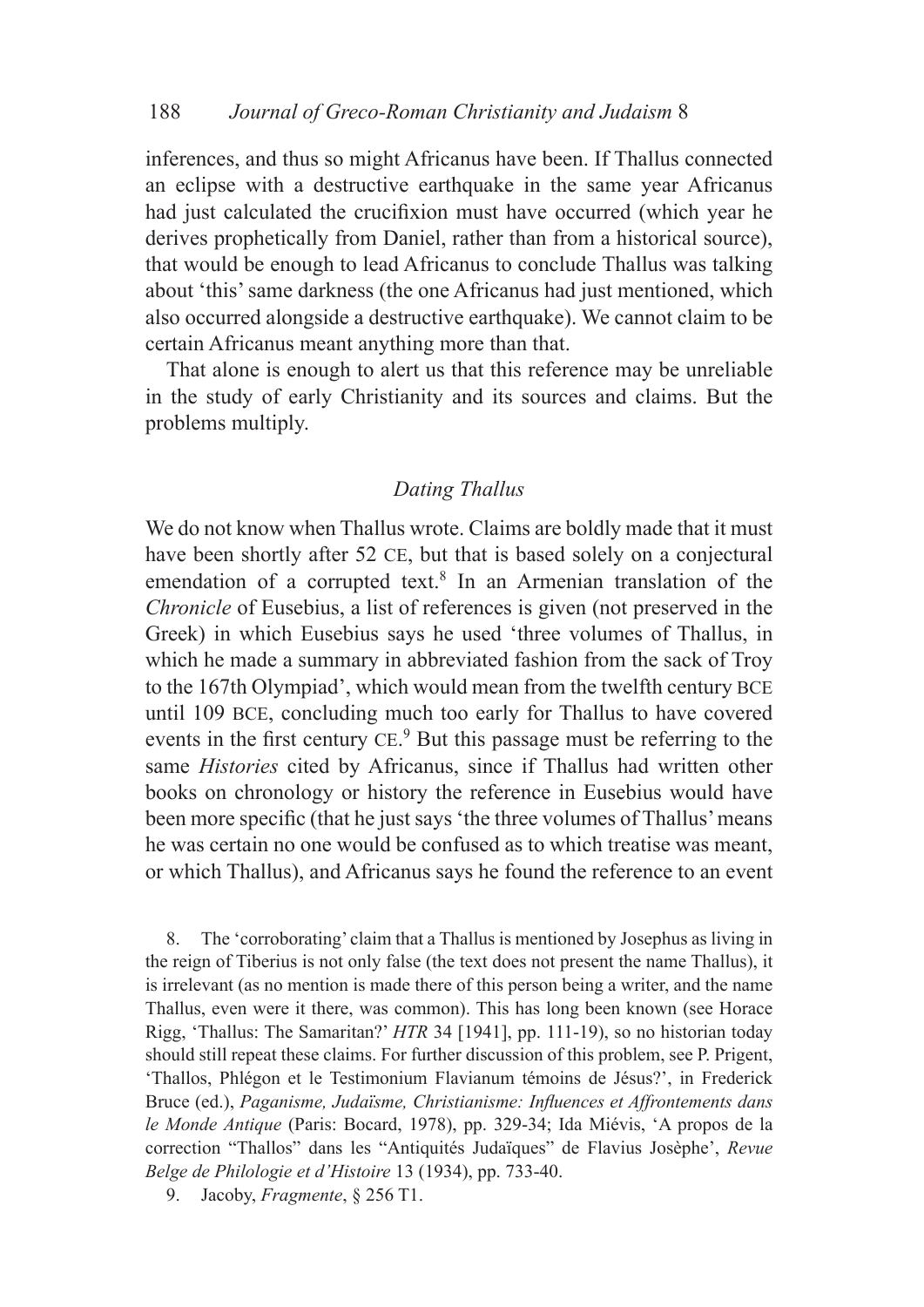inferences, and thus so might Africanus have been. If Thallus connected an eclipse with a destructive earthquake in the same year Africanus had just calculated the crucifixion must have occurred (which year he derives prophetically from Daniel, rather than from a historical source), that would be enough to lead Africanus to conclude Thallus was talking about 'this' same darkness (the one Africanus had just mentioned, which also occurred alongside a destructive earthquake). We cannot claim to be certain Africanus meant anything more than that.

That alone is enough to alert us that this reference may be unreliable in the study of early Christianity and its sources and claims. But the problems multiply.

### *Dating Thallus*

We do not know when Thallus wrote. Claims are boldly made that it must have been shortly after 52 CE, but that is based solely on a conjectural emendation of a corrupted text.[8] In an Armenian translation of the *Chronicle* of Eusebius, a list of references is given (not preserved in the Greek) in which Eusebius says he used 'three volumes of Thallus, in which he made a summary in abbreviated fashion from the sack of Troy to the 167th Olympiad', which would mean from the twelfth century BCE until 109 BCE, concluding much too early for Thallus to have covered events in the first century CE.[9] But this passage must be referring to the same *Histories* cited by Africanus, since if Thallus had written other books on chronology or history the reference in Eusebius would have been more specific (that he just says 'the three volumes of Thallus' means he was certain no one would be confused as to which treatise was meant, or which Thallus), and Africanus says he found the reference to an event

8. The 'corroborating' claim that a Thallus is mentioned by Josephus as living in the reign of Tiberius is not only false (the text does not present the name Thallus), it is irrelevant (as no mention is made there of this person being a writer, and the name Thallus, even were it there, was common). This has long been known (see Horace Rigg, 'Thallus: The Samaritan?' *HTR* 34 [1941], pp. 111-19), so no historian today should still repeat these claims. For further discussion of this problem, see P. Prigent, 'Thallos, Phlégon et le Testimonium Flavianum témoins de Jésus?', in Frederick Bruce (ed.), *Paganisme, Judaïsme, Christianisme: Influences et Affrontements dans le Monde Antique* (Paris: Bocard, 1978), pp. 329-34; Ida Miévis, 'A propos de la correction "Thallos" dans les "Antiquités Judaïques" de Flavius Josèphe', *Revue Belge de Philologie et d'Histoire* 13 (1934), pp. 733-40.

9. Jacoby, *Fragmente*, § 256 T1.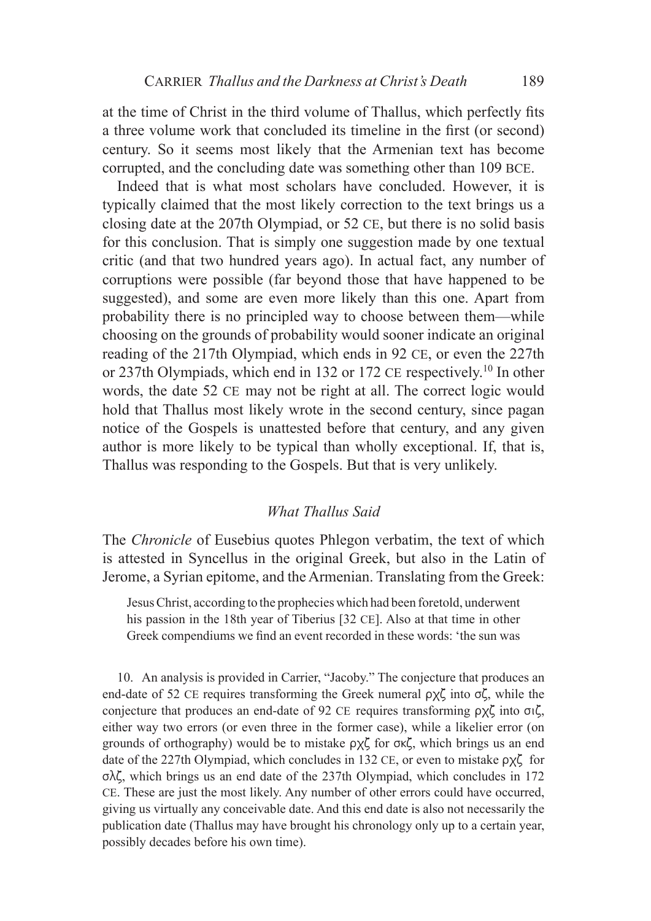at the time of Christ in the third volume of Thallus, which perfectly fits a three volume work that concluded its timeline in the first (or second) century. So it seems most likely that the Armenian text has become corrupted, and the concluding date was something other than 109 BCE.

Indeed that is what most scholars have concluded. However, it is typically claimed that the most likely correction to the text brings us a closing date at the 207th Olympiad, or 52 CE, but there is no solid basis for this conclusion. That is simply one suggestion made by one textual critic (and that two hundred years ago). In actual fact, any number of corruptions were possible (far beyond those that have happened to be suggested), and some are even more likely than this one. Apart from probability there is no principled way to choose between them—while choosing on the grounds of probability would sooner indicate an original reading of the 217th Olympiad, which ends in 92 CE, or even the 227th or 237th Olympiads, which end in 132 or 172 CE respectively.[10] In other words, the date 52 CE may not be right at all. The correct logic would hold that Thallus most likely wrote in the second century, since pagan notice of the Gospels is unattested before that century, and any given author is more likely to be typical than wholly exceptional. If, that is, Thallus was responding to the Gospels. But that is very unlikely.

### *What Thallus Said*

The *Chronicle* of Eusebius quotes Phlegon verbatim, the text of which is attested in Syncellus in the original Greek, but also in the Latin of Jerome, a Syrian epitome, and the Armenian. Translating from the Greek:

> Jesus Christ, according to the prophecies which had been foretold, underwent his passion in the 18th year of Tiberius [32 CE]. Also at that time in other Greek compendiums we find an event recorded in these words: 'the sun was

10. An analysis is provided in Carrier, "Jacoby." The conjecture that produces an end-date of 52 CE requires transforming the Greek numeral ρχζ into σζ, while the conjecture that produces an end-date of 92 CE requires transforming ρχζ into σιζ, either way two errors (or even three in the former case), while a likelier error (on grounds of orthography) would be to mistake ρχζ for σκζ, which brings us an end date of the 227th Olympiad, which concludes in 132 CE, or even to mistake ρχζ for σλζ, which brings us an end date of the 237th Olympiad, which concludes in 172 CE. These are just the most likely. Any number of other errors could have occurred, giving us virtually any conceivable date. And this end date is also not necessarily the publication date (Thallus may have brought his chronology only up to a certain year, possibly decades before his own time).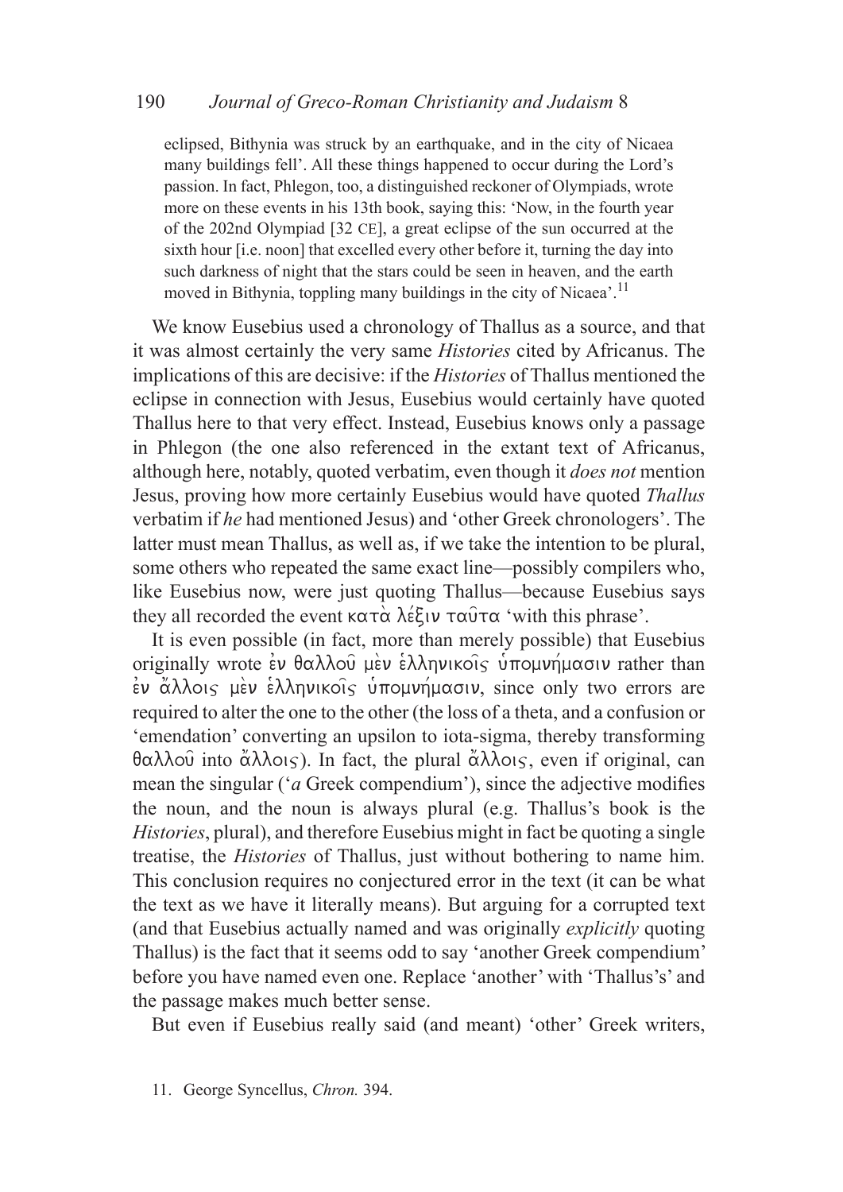> eclipsed, Bithynia was struck by an earthquake, and in the city of Nicaea many buildings fell'. All these things happened to occur during the Lord's passion. In fact, Phlegon, too, a distinguished reckoner of Olympiads, wrote more on these events in his 13th book, saying this: 'Now, in the fourth year of the 202nd Olympiad [32 CE], a great eclipse of the sun occurred at the sixth hour [i.e. noon] that excelled every other before it, turning the day into such darkness of night that the stars could be seen in heaven, and the earth moved in Bithynia, toppling many buildings in the city of Nicaea'.[11]

We know Eusebius used a chronology of Thallus as a source, and that it was almost certainly the very same *Histories* cited by Africanus. The implications of this are decisive: if the *Histories* of Thallus mentioned the eclipse in connection with Jesus, Eusebius would certainly have quoted Thallus here to that very effect. Instead, Eusebius knows only a passage in Phlegon (the one also referenced in the extant text of Africanus, although here, notably, quoted verbatim, even though it *does not* mention Jesus, proving how more certainly Eusebius would have quoted *Thallus* verbatim if *he* had mentioned Jesus) and 'other Greek chronologers'. The latter must mean Thallus, as well as, if we take the intention to be plural, some others who repeated the same exact line—possibly compilers who, like Eusebius now, were just quoting Thallus—because Eusebius says they all recorded the event κατὰ λέξιν ταῦτα 'with this phrase'.

It is even possible (in fact, more than merely possible) that Eusebius originally wrote ἐν θαλλοῦ μὲν ἑλληνικοῖς ὑπομνήμασιν rather than ἐν ἄλλοις μὲν ἑλληνικοῖς ὑπομνήμασιν, since only two errors are required to alter the one to the other (the loss of a theta, and a confusion or 'emendation' converting an upsilon to iota-sigma, thereby transforming θαλλοῦ into ἄλλοις). In fact, the plural ἄλλοις, even if original, can mean the singular ('*a* Greek compendium'), since the adjective modifies the noun, and the noun is always plural (e.g. Thallus's book is the *Histories*, plural), and therefore Eusebius might in fact be quoting a single treatise, the *Histories* of Thallus, just without bothering to name him. This conclusion requires no conjectured error in the text (it can be what the text as we have it literally means). But arguing for a corrupted text (and that Eusebius actually named and was originally *explicitly* quoting Thallus) is the fact that it seems odd to say 'another Greek compendium' before you have named even one. Replace 'another' with 'Thallus's' and the passage makes much better sense.

But even if Eusebius really said (and meant) 'other' Greek writers,

11. George Syncellus, *Chron.* 394.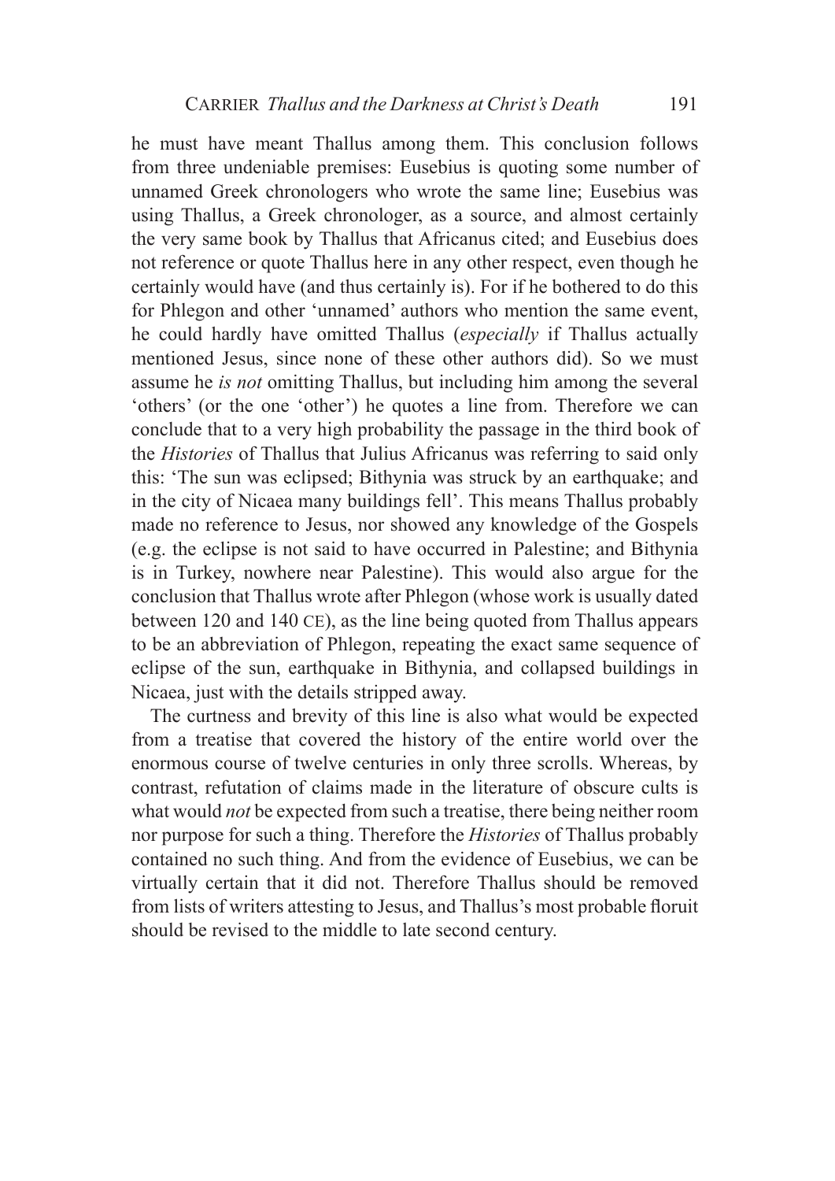he must have meant Thallus among them. This conclusion follows from three undeniable premises: Eusebius is quoting some number of unnamed Greek chronologers who wrote the same line; Eusebius was using Thallus, a Greek chronologer, as a source, and almost certainly the very same book by Thallus that Africanus cited; and Eusebius does not reference or quote Thallus here in any other respect, even though he certainly would have (and thus certainly is). For if he bothered to do this for Phlegon and other 'unnamed' authors who mention the same event, he could hardly have omitted Thallus (*especially* if Thallus actually mentioned Jesus, since none of these other authors did). So we must assume he *is not* omitting Thallus, but including him among the several 'others' (or the one 'other') he quotes a line from. Therefore we can conclude that to a very high probability the passage in the third book of the *Histories* of Thallus that Julius Africanus was referring to said only this: 'The sun was eclipsed; Bithynia was struck by an earthquake; and in the city of Nicaea many buildings fell'. This means Thallus probably made no reference to Jesus, nor showed any knowledge of the Gospels (e.g. the eclipse is not said to have occurred in Palestine; and Bithynia is in Turkey, nowhere near Palestine). This would also argue for the conclusion that Thallus wrote after Phlegon (whose work is usually dated between 120 and 140 CE), as the line being quoted from Thallus appears to be an abbreviation of Phlegon, repeating the exact same sequence of eclipse of the sun, earthquake in Bithynia, and collapsed buildings in Nicaea, just with the details stripped away.

The curtness and brevity of this line is also what would be expected from a treatise that covered the history of the entire world over the enormous course of twelve centuries in only three scrolls. Whereas, by contrast, refutation of claims made in the literature of obscure cults is what would *not* be expected from such a treatise, there being neither room nor purpose for such a thing. Therefore the *Histories* of Thallus probably contained no such thing. And from the evidence of Eusebius, we can be virtually certain that it did not. Therefore Thallus should be removed from lists of writers attesting to Jesus, and Thallus's most probable floruit should be revised to the middle to late second century.